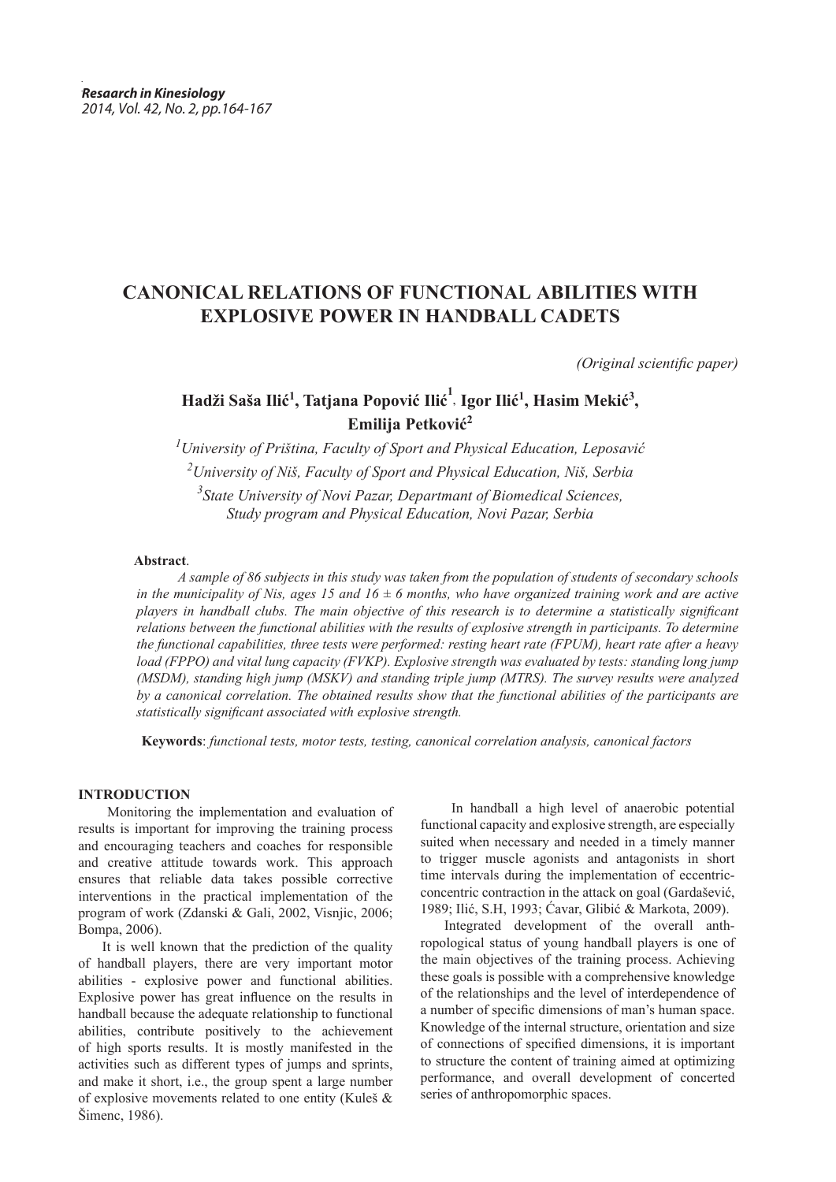# CANONICAL RELATIONS OF FUNCTIONAL ABILITIES WITH EXPLOSIVE POWER IN HANDBALL CADETS

*(Original scientific paper)*

**Hadži Saša Ilić[1], Tatjana Popović Ilić[1], Igor Ilić[1], Hasim Mekić[3], Emilija Petković[2]**

[1] *University of Priština, Faculty of Sport and Physical Education, Leposavić*

[2] *University of Niš, Faculty of Sport and Physical Education, Niš, Serbia*

[3] *State University of Novi Pazar, Departmant of Biomedical Sciences, Study program and Physical Education, Novi Pazar, Serbia*

**Abstract**.

*A sample of 86 subjects in this study was taken from the population of students of secondary schools in the municipality of Nis, ages 15 and 16 ± 6 months, who have organized training work and are active players in handball clubs. The main objective of this research is to determine a statistically significant relations between the functional abilities with the results of explosive strength in participants. To determine the functional capabilities, three tests were performed: resting heart rate (FPUM), heart rate after a heavy load (FPPO) and vital lung capacity (FVKP). Explosive strength was evaluated by tests: standing long jump (MSDM), standing high jump (MSKV) and standing triple jump (MTRS). The survey results were analyzed by a canonical correlation. The obtained results show that the functional abilities of the participants are statistically significant associated with explosive strength.*

**Keywords**: *functional tests, motor tests, testing, canonical correlation analysis, canonical factors*

## INTRODUCTION

Monitoring the implementation and evaluation of results is important for improving the training process and encouraging teachers and coaches for responsible and creative attitude towards work. This approach ensures that reliable data takes possible corrective interventions in the practical implementation of the program of work (Zdanski & Gali, 2002, Visnjic, 2006; Bompa, 2006).

It is well known that the prediction of the quality of handball players, there are very important motor abilities - explosive power and functional abilities. Explosive power has great influence on the results in handball because the adequate relationship to functional abilities, contribute positively to the achievement of high sports results. It is mostly manifested in the activities such as different types of jumps and sprints, and make it short, i.e., the group spent a large number of explosive movements related to one entity (Kuleš & Šimenc, 1986).

In handball a high level of anaerobic potential functional capacity and explosive strength, are especially suited when necessary and needed in a timely manner to trigger muscle agonists and antagonists in short time intervals during the implementation of eccentric-concentric contraction in the attack on goal (Gardašević, 1989; Ilić, S.H, 1993; Ćavar, Glibić & Markota, 2009).

Integrated development of the overall anthropological status of young handball players is one of the main objectives of the training process. Achieving these goals is possible with a comprehensive knowledge of the relationships and the level of interdependence of a number of specific dimensions of man's human space. Knowledge of the internal structure, orientation and size of connections of specified dimensions, it is important to structure the content of training aimed at optimizing performance, and overall development of concerted series of anthropomorphic spaces.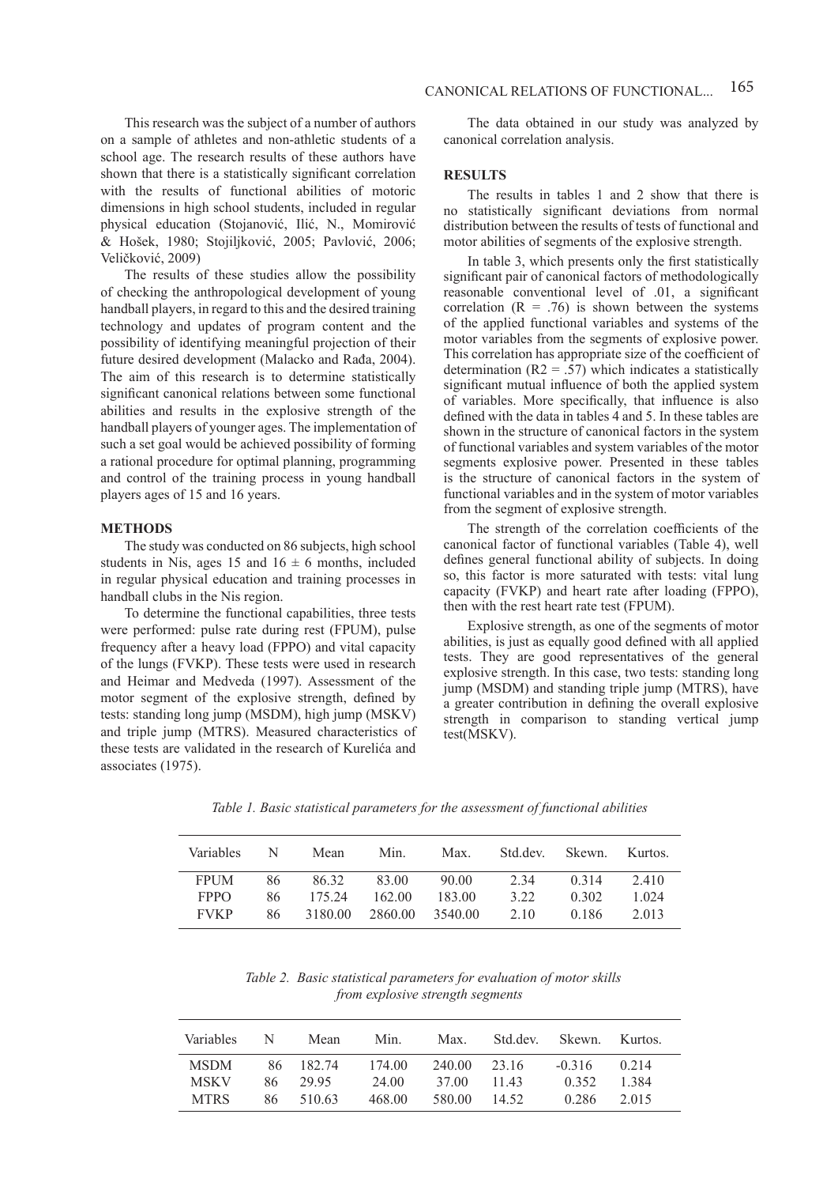This research was the subject of a number of authors on a sample of athletes and non-athletic students of a school age. The research results of these authors have shown that there is a statistically significant correlation with the results of functional abilities of motoric dimensions in high school students, included in regular physical education (Stojanović, Ilić, N., Momirović & Hošek, 1980; Stojiljković, 2005; Pavlović, 2006; Veličković, 2009)

The results of these studies allow the possibility of checking the anthropological development of young handball players, in regard to this and the desired training technology and updates of program content and the possibility of identifying meaningful projection of their future desired development (Malacko and Rađa, 2004). The aim of this research is to determine statistically significant canonical relations between some functional abilities and results in the explosive strength of the handball players of younger ages. The implementation of such a set goal would be achieved possibility of forming a rational procedure for optimal planning, programming and control of the training process in young handball players ages of 15 and 16 years.

## METHODS

The study was conducted on 86 subjects, high school students in Nis, ages 15 and 16 ± 6 months, included in regular physical education and training processes in handball clubs in the Nis region.

To determine the functional capabilities, three tests were performed: pulse rate during rest (FPUM), pulse frequency after a heavy load (FPPO) and vital capacity of the lungs (FVKP). These tests were used in research and Heimar and Medveda (1997). Assessment of the motor segment of the explosive strength, defined by tests: standing long jump (MSDM), high jump (MSKV) and triple jump (MTRS). Measured characteristics of these tests are validated in the research of Kurelića and associates (1975).

The data obtained in our study was analyzed by canonical correlation analysis.

## RESULTS

The results in tables 1 and 2 show that there is no statistically significant deviations from normal distribution between the results of tests of functional and motor abilities of segments of the explosive strength.

In table 3, which presents only the first statistically significant pair of canonical factors of methodologically reasonable conventional level of .01, a significant correlation (R = .76) is shown between the systems of the applied functional variables and systems of the motor variables from the segments of explosive power. This correlation has appropriate size of the coefficient of determination (R2 = .57) which indicates a statistically significant mutual influence of both the applied system of variables. More specifically, that influence is also defined with the data in tables 4 and 5. In these tables are shown in the structure of canonical factors in the system of functional variables and system variables of the motor segments explosive power. Presented in these tables is the structure of canonical factors in the system of functional variables and in the system of motor variables from the segment of explosive strength.

The strength of the correlation coefficients of the canonical factor of functional variables (Table 4), well defines general functional ability of subjects. In doing so, this factor is more saturated with tests: vital lung capacity (FVKP) and heart rate after loading (FPPO), then with the rest heart rate test (FPUM).

Explosive strength, as one of the segments of motor abilities, is just as equally good defined with all applied tests. They are good representatives of the general explosive strength. In this case, two tests: standing long jump (MSDM) and standing triple jump (MTRS), have a greater contribution in defining the overall explosive strength in comparison to standing vertical jump test(MSKV).

*Table 1. Basic statistical parameters for the assessment of functional abilities*

| Variables | N | Mean | Min. | Max. | Std.dev. | Skewn. | Kurtos. |
|---|---|---|---|---|---|---|---|
| FPUM | 86 | 86.32 | 83.00 | 90.00 | 2.34 | 0.314 | 2.410 |
| FPPO | 86 | 175.24 | 162.00 | 183.00 | 3.22 | 0.302 | 1.024 |
| FVKP | 86 | 3180.00 | 2860.00 | 3540.00 | 2.10 | 0.186 | 2.013 |

*Table 2. Basic statistical parameters for evaluation of motor skills from explosive strength segments*

| Variables | N | Mean | Min. | Max. | Std.dev. | Skewn. | Kurtos. |
|---|---|---|---|---|---|---|---|
| MSDM | 86 | 182.74 | 174.00 | 240.00 | 23.16 | -0.316 | 0.214 |
| MSKV | 86 | 29.95 | 24.00 | 37.00 | 11.43 | 0.352 | 1.384 |
| MTRS | 86 | 510.63 | 468.00 | 580.00 | 14.52 | 0.286 | 2.015 |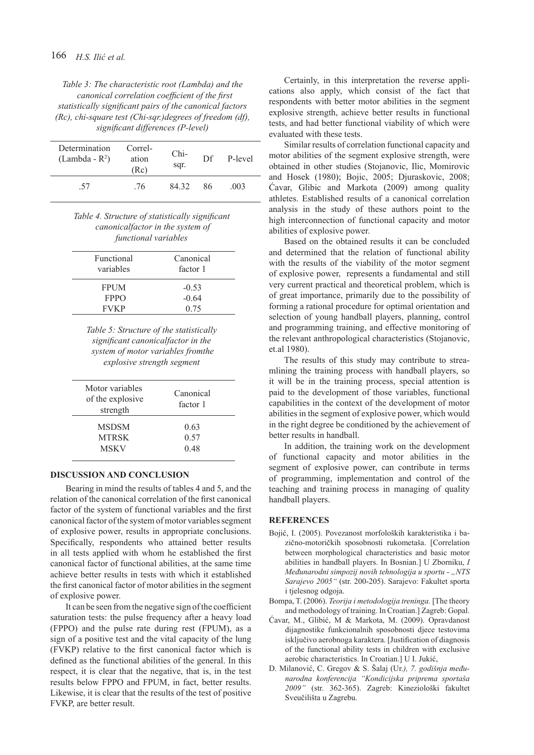*Table 3: The characteristic root (Lambda) and the canonical correlation coefficient of the first statistically significant pairs of the canonical factors (Rc), chi-square test (Chi-sqr.)degrees of freedom (df), significant differences (P-level)*

| Determination (Lambda - $R^2$) | Correlation (Rc) | Chi-sqr. | Df | P-level |
|---|---|---|---|---|
| .57 | .76 | 84.32 | 86 | .003 |

*Table 4. Structure of statistically significant canonicalfactor in the system of functional variables*

| Functional variables | Canonical factor 1 |
|---|---|
| FPUM | -0.53 |
| FPPO | -0.64 |
| FVKP | 0.75 |

*Table 5: Structure of the statistically significant canonicalfactor in the system of motor variables fromthe explosive strength segment*

| Motor variables of the explosive strength | Canonical factor 1 |
|---|---|
| MSDSM | 0.63 |
| MTRSK | 0.57 |
| MSKV | 0.48 |

## DISCUSSION AND CONCLUSION

Bearing in mind the results of tables 4 and 5, and the relation of the canonical correlation of the first canonical factor of the system of functional variables and the first canonical factor of the system of motor variables segment of explosive power, results in appropriate conclusions. Specifically, respondents who attained better results in all tests applied with whom he established the first canonical factor of functional abilities, at the same time achieve better results in tests with which it established the first canonical factor of motor abilities in the segment of explosive power.

It can be seen from the negative sign of the coefficient saturation tests: the pulse frequency after a heavy load (FPPO) and the pulse rate during rest (FPUM), as a sign of a positive test and the vital capacity of the lung (FVKP) relative to the first canonical factor which is defined as the functional abilities of the general. In this respect, it is clear that the negative, that is, in the test results below FPPO and FPUM, in fact, better results. Likewise, it is clear that the results of the test of positive FVKP, are better result.

Certainly, in this interpretation the reverse applications also apply, which consist of the fact that respondents with better motor abilities in the segment explosive strength, achieve better results in functional tests, and had better functional viability of which were evaluated with these tests.

Similar results of correlation functional capacity and motor abilities of the segment explosive strength, were obtained in other studies (Stojanovic, Ilic, Momirovic and Hosek (1980); Bojic, 2005; Djuraskovic, 2008; Ćavar, Glibic and Markota (2009) among quality athletes. Established results of a canonical correlation analysis in the study of these authors point to the high interconnection of functional capacity and motor abilities of explosive power.

Based on the obtained results it can be concluded and determined that the relation of functional ability with the results of the viability of the motor segment of explosive power, represents a fundamental and still very current practical and theoretical problem, which is of great importance, primarily due to the possibility of forming a rational procedure for optimal orientation and selection of young handball players, planning, control and programming training, and effective monitoring of the relevant anthropological characteristics (Stojanovic, et.al 1980).

The results of this study may contribute to streamlining the training process with handball players, so it will be in the training process, special attention is paid to the development of those variables, functional capabilities in the context of the development of motor abilities in the segment of explosive power, which would in the right degree be conditioned by the achievement of better results in handball.

In addition, the training work on the development of functional capacity and motor abilities in the segment of explosive power, can contribute in terms of programming, implementation and control of the teaching and training process in managing of quality handball players.

## REFERENCES

Bojić, I. (2005). Povezanost morfoloških karakteristika i bazično-motoričkih sposobnosti rukometaša. [Correlation between morphological characteristics and basic motor abilities in handball players. In Bosnian.] U Zborniku, *I Međunarodni simpozij novih tehnologija u sportu - „NTS Sarajevo 2005“* (str. 200-205). Sarajevo: Fakultet sporta i tjelesnog odgoja.

Bompa, T. (2006). *Teorija i metodologija treninga.* [The theory and methodology of training. In Croatian.] Zagreb: Gopal.

Ćavar, M., Glibić, M & Markota, M. (2009). Opravdanost dijagnostike funkcionalnih sposobnosti djece testovima isključivo aerobnoga karaktera. [Justification of diagnosis of the functional ability tests in children with exclusive aerobic characteristics. In Croatian.] U I. Jukić,

D. Milanović, C. Gregov & S. Šalaj (Ur*.), 7. godišnja međunarodna konferencija "Kondicijska priprema sportaša 2009"* (str. 362-365). Zagreb: Kineziološki fakultet Sveučilišta u Zagrebu.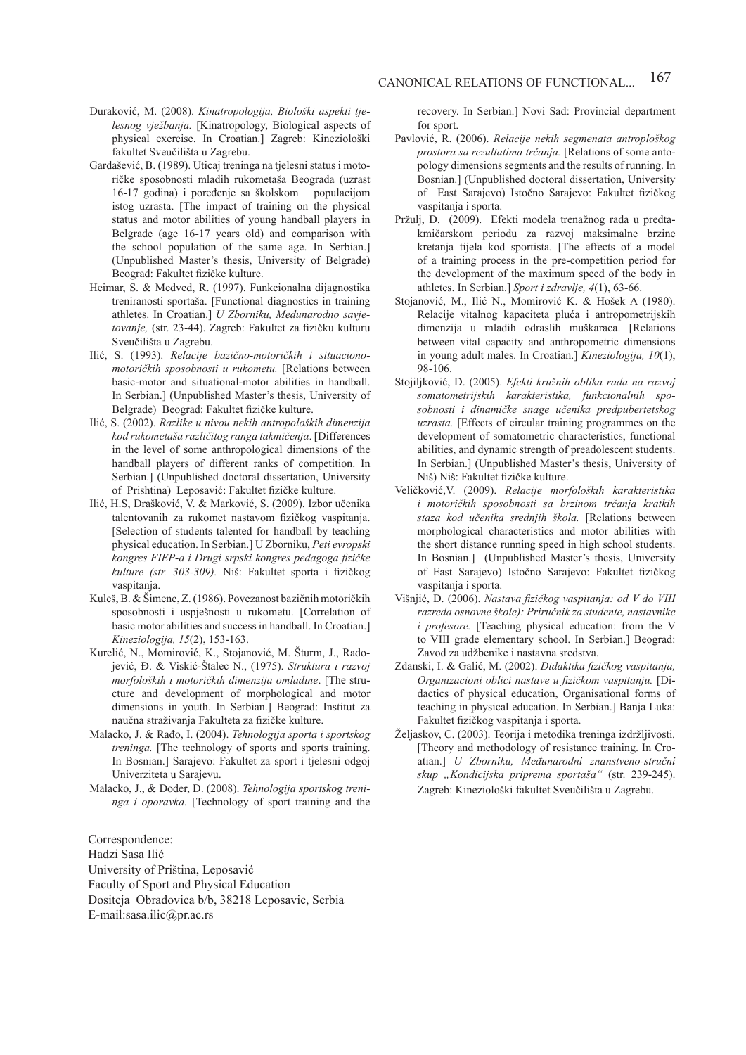Duraković, M. (2008). *Kinatropologija, Biološki aspekti tjelesnog vježbanja.* [Kinatropology, Biological aspects of physical exercise. In Croatian.] Zagreb: Kineziološki fakultet Sveučilišta u Zagrebu.

Gardašević, B. (1989). Uticaj treninga na tjelesni status i motoričke sposobnosti mladih rukometaša Beograda (uzrast 16-17 godina) i poređenje sa školskom populacijom istog uzrasta. [The impact of training on the physical status and motor abilities of young handball players in Belgrade (age 16-17 years old) and comparison with the school population of the same age. In Serbian.] (Unpublished Master's thesis, University of Belgrade) Beograd: Fakultet fizičke kulture.

Heimar, S. & Medved, R. (1997). Funkcionalna dijagnostika treniranosti sportaša. [Functional diagnostics in training athletes. In Croatian.] *U Zborniku, Međunarodno savjetovanje,* (str. 23-44). Zagreb: Fakultet za fizičku kulturu Sveučilišta u Zagrebu.

Ilić, S. (1993). *Relacije bazično-motoričkih i situaciono-motoričkih sposobnosti u rukometu.* [Relations between basic-motor and situational-motor abilities in handball. In Serbian.] (Unpublished Master's thesis, University of Belgrade) Beograd: Fakultet fizičke kulture.

Ilić, S. (2002). *Razlike u nivou nekih antropoloških dimenzija kod rukometaša različitog ranga takmičenja*. [Differences in the level of some anthropological dimensions of the handball players of different ranks of competition. In Serbian.] (Unpublished doctoral dissertation, University of Prishtina) Leposavić: Fakultet fizičke kulture.

Ilić, H.S, Drašković, V. & Marković, S. (2009). Izbor učenika talentovanih za rukomet nastavom fizičkog vaspitanja. [Selection of students talented for handball by teaching physical education. In Serbian.] U Zborniku, *Peti evropski kongres FIEP-a i Drugi srpski kongres pedagoga fizičke kulture (str. 303-309).* Niš: Fakultet sporta i fizičkog vaspitanja.

Kuleš, B. & Šimenc, Z. (1986). Povezanost bazičnih motoričkih sposobnosti i uspješnosti u rukometu. [Correlation of basic motor abilities and success in handball. In Croatian.] *Kineziologija, 15*(2), 153-163.

Kurelić, N., Momirović, K., Stojanović, M. Šturm, J., Radojević, Đ. & Viskić-Štalec N., (1975). *Struktura i razvoj morfoloških i motoričkih dimenzija omladine*. [The structure and development of morphological and motor dimensions in youth. In Serbian.] Beograd: Institut za naučna straživanja Fakulteta za fizičke kulture.

Malacko, J. & Rađo, I. (2004). *Tehnologija sporta i sportskog treninga.* [The technology of sports and sports training. In Bosnian.] Sarajevo: Fakultet za sport i tjelesni odgoj Univerziteta u Sarajevu.

Malacko, J., & Doder, D. (2008). *Tehnologija sportskog treninga i oporavka.* [Technology of sport training and the recovery. In Serbian.] Novi Sad: Provincial department for sport.

Pavlović, R. (2006). *Relacije nekih segmenata antropološkog prostora sa rezultatima trčanja.* [Relations of some antopology dimensions segments and the results of running. In Bosnian.] (Unpublished doctoral dissertation, University of East Sarajevo) Istočno Sarajevo: Fakultet fizičkog vaspitanja i sporta.

Pržulj, D. (2009). Efekti modela trenažnog rada u predtakmičarskom periodu za razvoj maksimalne brzine kretanja tijela kod sportista. [The effects of a model of a training process in the pre-competition period for the development of the maximum speed of the body in athletes. In Serbian.] *Sport i zdravlje, 4*(1), 63-66.

Stojanović, M., Ilić N., Momirović K. & Hošek A (1980). Relacije vitalnog kapaciteta pluća i antropometrijskih dimenzija u mladih odraslih muškaraca. [Relations between vital capacity and anthropometric dimensions in young adult males. In Croatian.] *Kineziologija, 10*(1), 98-106.

Stojiljković, D. (2005). *Efekti kružnih oblika rada na razvoj somatometrijskih karakteristika, funkcionalnih sposobnosti i dinamičke snage učenika predpubertetskog uzrasta.* [Effects of circular training programmes on the development of somatometric characteristics, functional abilities, and dynamic strength of preadolescent students. In Serbian.] (Unpublished Master's thesis, University of Niš) Niš: Fakultet fizičke kulture.

Veličković,V. (2009). *Relacije morfoloških karakteristika i motoričkih sposobnosti sa brzinom trčanja kratkih staza kod učenika srednjih škola.* [Relations between morphological characteristics and motor abilities with the short distance running speed in high school students. In Bosnian.] (Unpublished Master's thesis, University of East Sarajevo) Istočno Sarajevo: Fakultet fizičkog vaspitanja i sporta.

Višnjić, D. (2006). *Nastava fizičkog vaspitanja: od V do VIII razreda osnovne škole): Priručnik za studente, nastavnike i profesore.* [Teaching physical education: from the V to VIII grade elementary school. In Serbian.] Beograd: Zavod za udžbenike i nastavna sredstva.

Zdanski, I. & Galić, M. (2002). *Didaktika fizičkog vaspitanja, Organizacioni oblici nastave u fizičkom vaspitanju.* [Didactics of physical education, Organisational forms of teaching in physical education. In Serbian.] Banja Luka: Fakultet fizičkog vaspitanja i sporta.

Željaskov, C. (2003). Teorija i metodika treninga izdržljivosti. [Theory and methodology of resistance training. In Croatian.] *U Zborniku, Međunarodni znanstveno-stručni skup „Kondicijska priprema sportaša"* (str. 239-245). Zagreb: Kineziološki fakultet Sveučilišta u Zagrebu.

Correspondence:
Hadzi Sasa Ilić
University of Priština, Leposavić
Faculty of Sport and Physical Education
Dositeja Obradovica b/b, 38218 Leposavic, Serbia
E-mail:sasa.ilic@pr.ac.rs